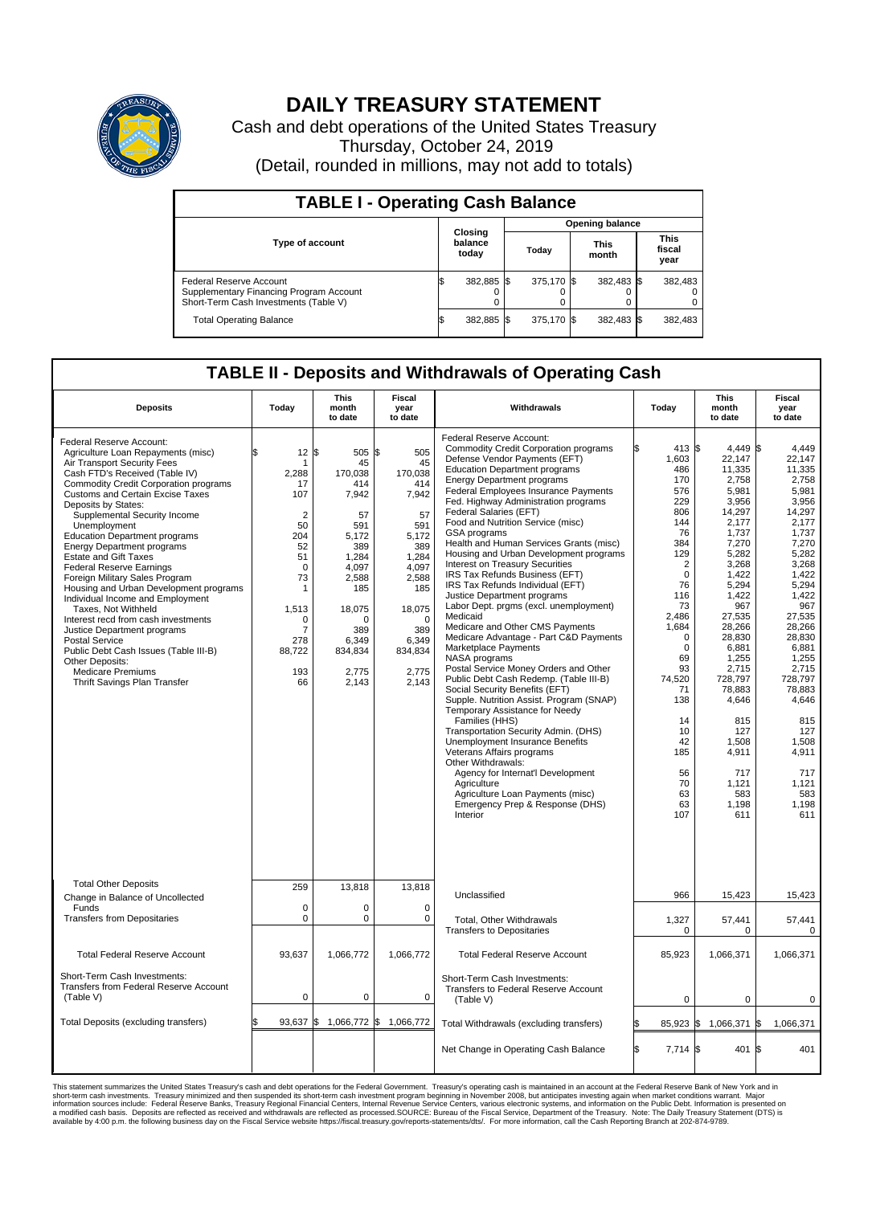# DAILY TREASURY STATEMENT

Cash and debt operations of the United States Treasury

Thursday, October 24, 2019

(Detail, rounded in millions, may not add to totals)

## TABLE I - Operating Cash Balance

| Type of account | Closing balance today | Opening balance Today | Opening balance This month | Opening balance This fiscal year |
|---|---|---|---|---|
| Federal Reserve Account | $ 382,885 | $ 375,170 | $ 382,483 | $ 382,483 |
| Supplementary Financing Program Account | 0 | 0 | 0 | 0 |
| Short-Term Cash Investments (Table V) | 0 | 0 | 0 | 0 |
| Total Operating Balance | $ 382,885 | $ 375,170 | $ 382,483 | $ 382,483 |

## TABLE II - Deposits and Withdrawals of Operating Cash

| Deposits | Today | This month to date | Fiscal year to date | Withdrawals | Today | This month to date | Fiscal year to date |
|---|---|---|---|---|---|---|---|
| Federal Reserve Account: | | | | Federal Reserve Account: | | | |
| Agriculture Loan Repayments (misc) | $ 12 | $ 505 | $ 505 | Commodity Credit Corporation programs | $ 413 | $ 4,449 | $ 4,449 |
| Air Transport Security Fees | 1 | 45 | 45 | Defense Vendor Payments (EFT) | 1,603 | 22,147 | 22,147 |
| Cash FTD's Received (Table IV) | 2,288 | 170,038 | 170,038 | Education Department programs | 486 | 11,335 | 11,335 |
| Commodity Credit Corporation programs | 17 | 414 | 414 | Energy Department programs | 170 | 2,758 | 2,758 |
| Customs and Certain Excise Taxes | 107 | 7,942 | 7,942 | Federal Employees Insurance Payments | 576 | 5,981 | 5,981 |
| Deposits by States: | | | | Fed. Highway Administration programs | 229 | 3,956 | 3,956 |
| Supplemental Security Income | 2 | 57 | 57 | Federal Salaries (EFT) | 806 | 14,297 | 14,297 |
| Unemployment | 50 | 591 | 591 | Food and Nutrition Service (misc) | 144 | 2,177 | 2,177 |
| Education Department programs | 204 | 5,172 | 5,172 | GSA programs | 76 | 1,737 | 1,737 |
| Energy Department programs | 52 | 389 | 389 | Health and Human Services Grants (misc) | 384 | 7,270 | 7,270 |
| Estate and Gift Taxes | 51 | 1,284 | 1,284 | Housing and Urban Development programs | 129 | 5,282 | 5,282 |
| Federal Reserve Earnings | 0 | 4,097 | 4,097 | Interest on Treasury Securities | 2 | 3,268 | 3,268 |
| Foreign Military Sales Program | 73 | 2,588 | 2,588 | IRS Tax Refunds Business (EFT) | 0 | 1,422 | 1,422 |
| Housing and Urban Development programs | 1 | 185 | 185 | IRS Tax Refunds Individual (EFT) | 76 | 5,294 | 5,294 |
| Individual Income and Employment | | | | Justice Department programs | 116 | 1,422 | 1,422 |
| Taxes, Not Withheld | 1,513 | 18,075 | 18,075 | Labor Dept. prgms (excl. unemployment) | 73 | 967 | 967 |
| Interest recd from cash investments | 0 | 0 | 0 | Medicaid | 2,486 | 27,535 | 27,535 |
| Justice Department programs | 7 | 389 | 389 | Medicare and Other CMS Payments | 1,684 | 28,266 | 28,266 |
| Postal Service | 278 | 6,349 | 6,349 | Medicare Advantage - Part C&D Payments | 0 | 28,830 | 28,830 |
| Public Debt Cash Issues (Table III-B) | 88,722 | 834,834 | 834,834 | Marketplace Payments | 0 | 6,881 | 6,881 |
| Other Deposits: | | | | NASA programs | 69 | 1,255 | 1,255 |
| Medicare Premiums | 193 | 2,775 | 2,775 | Postal Service Money Orders and Other | 93 | 2,715 | 2,715 |
| Thrift Savings Plan Transfer | 66 | 2,143 | 2,143 | Public Debt Cash Redemp. (Table III-B) | 74,520 | 728,797 | 728,797 |
| | | | | Social Security Benefits (EFT) | 71 | 78,883 | 78,883 |
| | | | | Supple. Nutrition Assist. Program (SNAP) | 138 | 4,646 | 4,646 |
| | | | | Temporary Assistance for Needy Families (HHS) | 14 | 815 | 815 |
| | | | | Transportation Security Admin. (DHS) | 10 | 127 | 127 |
| | | | | Unemployment Insurance Benefits | 42 | 1,508 | 1,508 |
| | | | | Veterans Affairs programs | 185 | 4,911 | 4,911 |
| | | | | Other Withdrawals: | | | |
| | | | | Agency for Internat'l Development | 56 | 717 | 717 |
| | | | | Agriculture | 70 | 1,121 | 1,121 |
| | | | | Agriculture Loan Payments (misc) | 63 | 583 | 583 |
| | | | | Emergency Prep & Response (DHS) | 63 | 1,198 | 1,198 |
| | | | | Interior | 107 | 611 | 611 |
| Total Other Deposits | 259 | 13,818 | 13,818 | Unclassified | 966 | 15,423 | 15,423 |
| Change in Balance of Uncollected Funds | 0 | 0 | 0 | | | | |
| Transfers from Depositaries | 0 | 0 | 0 | Total, Other Withdrawals | 1,327 | 57,441 | 57,441 |
| | | | | Transfers to Depositaries | 0 | 0 | 0 |
| Total Federal Reserve Account | 93,637 | 1,066,772 | 1,066,772 | Total Federal Reserve Account | 85,923 | 1,066,371 | 1,066,371 |
| Short-Term Cash Investments: | | | | Short-Term Cash Investments: | | | |
| Transfers from Federal Reserve Account (Table V) | 0 | 0 | 0 | Transfers to Federal Reserve Account (Table V) | 0 | 0 | 0 |
| Total Deposits (excluding transfers) | $ 93,637 | $ 1,066,772 | $ 1,066,772 | Total Withdrawals (excluding transfers) | $ 85,923 | $ 1,066,371 | $ 1,066,371 |
| | | | | Net Change in Operating Cash Balance | $ 7,714 | $ 401 | $ 401 |

This statement summarizes the United States Treasury's cash and debt operations for the Federal Government. Treasury's operating cash is maintained in an account at the Federal Reserve Bank of New York and in short-term cash investments. Treasury minimized and then suspended its short-term cash investment program beginning in November 2008, but anticipates investing again when market conditions warrant. Major information sources include: Federal Reserve Banks, Treasury Regional Financial Centers, Internal Revenue Service Centers, various electronic systems, and information on the Public Debt. Information is presented on a modified cash basis. Deposits are reflected as received and withdrawals are reflected as processed.SOURCE: Bureau of the Fiscal Service, Department of the Treasury. Note: The Daily Treasury Statement (DTS) is available by 4:00 p.m. the following business day on the Fiscal Service website https://fiscal.treasury.gov/reports-statements/dts/. For more information, call the Cash Reporting Branch at 202-874-9789.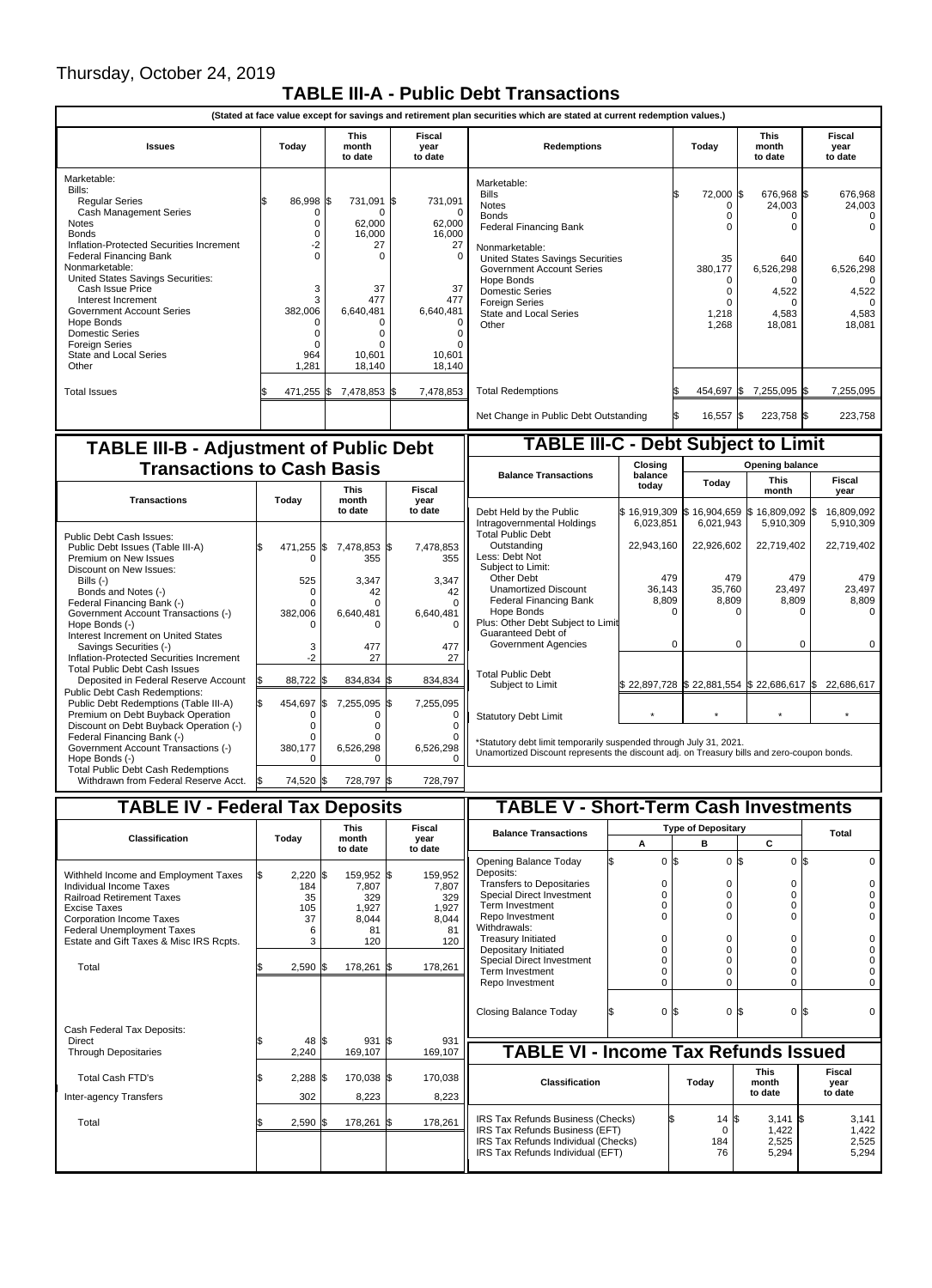Thursday, October 24, 2019

# TABLE III-A - Public Debt Transactions

(Stated at face value except for savings and retirement plan securities which are stated at current redemption values.)

| Issues | Today | This month to date | Fiscal year to date |
|---|---|---|---|
| Marketable: | | | |
| Bills: | | | |
| Regular Series | $ 86,998 | $ 731,091 | $ 731,091 |
| Cash Management Series | 0 | 0 | 0 |
| Notes | 0 | 62,000 | 62,000 |
| Bonds | 0 | 16,000 | 16,000 |
| Inflation-Protected Securities Increment | -2 | 27 | 27 |
| Federal Financing Bank | 0 | 0 | 0 |
| Nonmarketable: | | | |
| United States Savings Securities: | | | |
| Cash Issue Price | 3 | 37 | 37 |
| Interest Increment | 3 | 477 | 477 |
| Government Account Series | 382,006 | 6,640,481 | 6,640,481 |
| Hope Bonds | 0 | 0 | 0 |
| Domestic Series | 0 | 0 | 0 |
| Foreign Series | 0 | 0 | 0 |
| State and Local Series | 964 | 10,601 | 10,601 |
| Other | 1,281 | 18,140 | 18,140 |
| Total Issues | $ 471,255 | $ 7,478,853 | $ 7,478,853 |

| Redemptions | Today | This month to date | Fiscal year to date |
|---|---|---|---|
| Marketable: | | | |
| Bills | $ 72,000 | $ 676,968 | $ 676,968 |
| Notes | 0 | 24,003 | 24,003 |
| Bonds | 0 | 0 | 0 |
| Federal Financing Bank | 0 | 0 | 0 |
| Nonmarketable: | | | |
| United States Savings Securities | 35 | 640 | 640 |
| Government Account Series | 380,177 | 6,526,298 | 6,526,298 |
| Hope Bonds | 0 | 0 | 0 |
| Domestic Series | 0 | 4,522 | 4,522 |
| Foreign Series | 0 | 0 | 0 |
| State and Local Series | 1,218 | 4,583 | 4,583 |
| Other | 1,268 | 18,081 | 18,081 |
| Total Redemptions | $ 454,697 | $ 7,255,095 | $ 7,255,095 |
| Net Change in Public Debt Outstanding | $ 16,557 | $ 223,758 | $ 223,758 |

# TABLE III-B - Adjustment of Public Debt Transactions to Cash Basis

| Transactions | Today | This month to date | Fiscal year to date |
|---|---|---|---|
| Public Debt Cash Issues: | | | |
| Public Debt Issues (Table III-A) | $ 471,255 | $ 7,478,853 | $ 7,478,853 |
| Premium on New Issues | 0 | 355 | 355 |
| Discount on New Issues: | | | |
| Bills (-) | 525 | 3,347 | 3,347 |
| Bonds and Notes (-) | 0 | 42 | 42 |
| Federal Financing Bank (-) | 0 | 0 | 0 |
| Government Account Transactions (-) | 382,006 | 6,640,481 | 6,640,481 |
| Hope Bonds (-) | 0 | 0 | 0 |
| Interest Increment on United States Savings Securities (-) | 3 | 477 | 477 |
| Inflation-Protected Securities Increment | -2 | 27 | 27 |
| Total Public Debt Cash Issues Deposited in Federal Reserve Account | $ 88,722 | $ 834,834 | $ 834,834 |
| Public Debt Cash Redemptions: | | | |
| Public Debt Redemptions (Table III-A) | $ 454,697 | $ 7,255,095 | $ 7,255,095 |
| Premium on Debt Buyback Operation | 0 | 0 | 0 |
| Discount on Debt Buyback Operation (-) | 0 | 0 | 0 |
| Federal Financing Bank (-) | 0 | 0 | 0 |
| Government Account Transactions (-) | 380,177 | 6,526,298 | 6,526,298 |
| Hope Bonds (-) | 0 | 0 | 0 |
| Total Public Debt Cash Redemptions Withdrawn from Federal Reserve Acct. | $ 74,520 | $ 728,797 | $ 728,797 |

# TABLE III-C - Debt Subject to Limit

| Balance Transactions | Closing balance today | Opening balance Today | Opening balance This month | Opening balance Fiscal year |
|---|---|---|---|---|
| Debt Held by the Public | $ 16,919,309 | $ 16,904,659 | $ 16,809,092 | $ 16,809,092 |
| Intragovernmental Holdings | 6,023,851 | 6,021,943 | 5,910,309 | 5,910,309 |
| Total Public Debt Outstanding | 22,943,160 | 22,926,602 | 22,719,402 | 22,719,402 |
| Less: Debt Not Subject to Limit: | | | | |
| Other Debt | 479 | 479 | 479 | 479 |
| Unamortized Discount | 36,143 | 35,760 | 23,497 | 23,497 |
| Federal Financing Bank | 8,809 | 8,809 | 8,809 | 8,809 |
| Hope Bonds | 0 | 0 | 0 | 0 |
| Plus: Other Debt Subject to Limit | | | | |
| Guaranteed Debt of Government Agencies | 0 | 0 | 0 | 0 |
| Total Public Debt Subject to Limit | $ 22,897,728 | $ 22,881,554 | $ 22,686,617 | $ 22,686,617 |
| Statutory Debt Limit | * | * | * | * |

*Statutory debt limit temporarily suspended through July 31, 2021.
Unamortized Discount represents the discount adj. on Treasury bills and zero-coupon bonds.

# TABLE IV - Federal Tax Deposits

| Classification | Today | This month to date | Fiscal year to date |
|---|---|---|---|
| Withheld Income and Employment Taxes | $ 2,220 | $ 159,952 | $ 159,952 |
| Individual Income Taxes | 184 | 7,807 | 7,807 |
| Railroad Retirement Taxes | 35 | 329 | 329 |
| Excise Taxes | 105 | 1,927 | 1,927 |
| Corporation Income Taxes | 37 | 8,044 | 8,044 |
| Federal Unemployment Taxes | 6 | 81 | 81 |
| Estate and Gift Taxes & Misc IRS Rcpts. | 3 | 120 | 120 |
| Total | $ 2,590 | $ 178,261 | $ 178,261 |
| Cash Federal Tax Deposits: | | | |
| Direct | $ 48 | $ 931 | $ 931 |
| Through Depositaries | 2,240 | 169,107 | 169,107 |
| Total Cash FTD's | $ 2,288 | $ 170,038 | $ 170,038 |
| Inter-agency Transfers | 302 | 8,223 | 8,223 |
| Total | $ 2,590 | $ 178,261 | $ 178,261 |

# TABLE V - Short-Term Cash Investments

| Balance Transactions | Type of Depositary A | Type of Depositary B | Type of Depositary C | Total |
|---|---|---|---|---|
| Opening Balance Today | $ 0 | $ 0 | $ 0 | $ 0 |
| Deposits: | | | | |
| Transfers to Depositaries | 0 | 0 | 0 | 0 |
| Special Direct Investment | 0 | 0 | 0 | 0 |
| Term Investment | 0 | 0 | 0 | 0 |
| Repo Investment | 0 | 0 | 0 | 0 |
| Withdrawals: | | | | |
| Treasury Initiated | 0 | 0 | 0 | 0 |
| Depositary Initiated | 0 | 0 | 0 | 0 |
| Special Direct Investment | 0 | 0 | 0 | 0 |
| Term Investment | 0 | 0 | 0 | 0 |
| Repo Investment | 0 | 0 | 0 | 0 |
| Closing Balance Today | $ 0 | $ 0 | $ 0 | $ 0 |

# TABLE VI - Income Tax Refunds Issued

| Classification | Today | This month to date | Fiscal year to date |
|---|---|---|---|
| IRS Tax Refunds Business (Checks) | $ 14 | $ 3,141 | $ 3,141 |
| IRS Tax Refunds Business (EFT) | 0 | 1,422 | 1,422 |
| IRS Tax Refunds Individual (Checks) | 184 | 2,525 | 2,525 |
| IRS Tax Refunds Individual (EFT) | 76 | 5,294 | 5,294 |